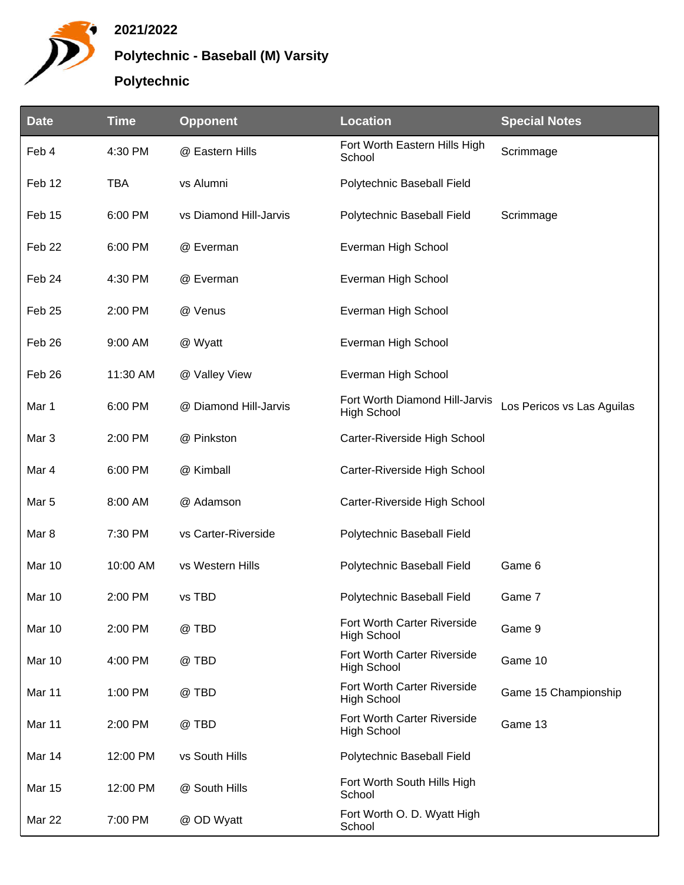**2021/2022**

**Polytechnic - Baseball (M) Varsity**

**Polytechnic**

| Date | Time | Opponent | Location | Special Notes |
|---|---|---|---|---|
| Feb 4 | 4:30 PM | @ Eastern Hills | Fort Worth Eastern Hills High School | Scrimmage |
| Feb 12 | TBA | vs Alumni | Polytechnic Baseball Field | |
| Feb 15 | 6:00 PM | vs Diamond Hill-Jarvis | Polytechnic Baseball Field | Scrimmage |
| Feb 22 | 6:00 PM | @ Everman | Everman High School | |
| Feb 24 | 4:30 PM | @ Everman | Everman High School | |
| Feb 25 | 2:00 PM | @ Venus | Everman High School | |
| Feb 26 | 9:00 AM | @ Wyatt | Everman High School | |
| Feb 26 | 11:30 AM | @ Valley View | Everman High School | |
| Mar 1 | 6:00 PM | @ Diamond Hill-Jarvis | Fort Worth Diamond Hill-Jarvis High School | Los Pericos vs Las Aguilas |
| Mar 3 | 2:00 PM | @ Pinkston | Carter-Riverside High School | |
| Mar 4 | 6:00 PM | @ Kimball | Carter-Riverside High School | |
| Mar 5 | 8:00 AM | @ Adamson | Carter-Riverside High School | |
| Mar 8 | 7:30 PM | vs Carter-Riverside | Polytechnic Baseball Field | |
| Mar 10 | 10:00 AM | vs Western Hills | Polytechnic Baseball Field | Game 6 |
| Mar 10 | 2:00 PM | vs TBD | Polytechnic Baseball Field | Game 7 |
| Mar 10 | 2:00 PM | @ TBD | Fort Worth Carter Riverside High School | Game 9 |
| Mar 10 | 4:00 PM | @ TBD | Fort Worth Carter Riverside High School | Game 10 |
| Mar 11 | 1:00 PM | @ TBD | Fort Worth Carter Riverside High School | Game 15 Championship |
| Mar 11 | 2:00 PM | @ TBD | Fort Worth Carter Riverside High School | Game 13 |
| Mar 14 | 12:00 PM | vs South Hills | Polytechnic Baseball Field | |
| Mar 15 | 12:00 PM | @ South Hills | Fort Worth South Hills High School | |
| Mar 22 | 7:00 PM | @ OD Wyatt | Fort Worth O. D. Wyatt High School | |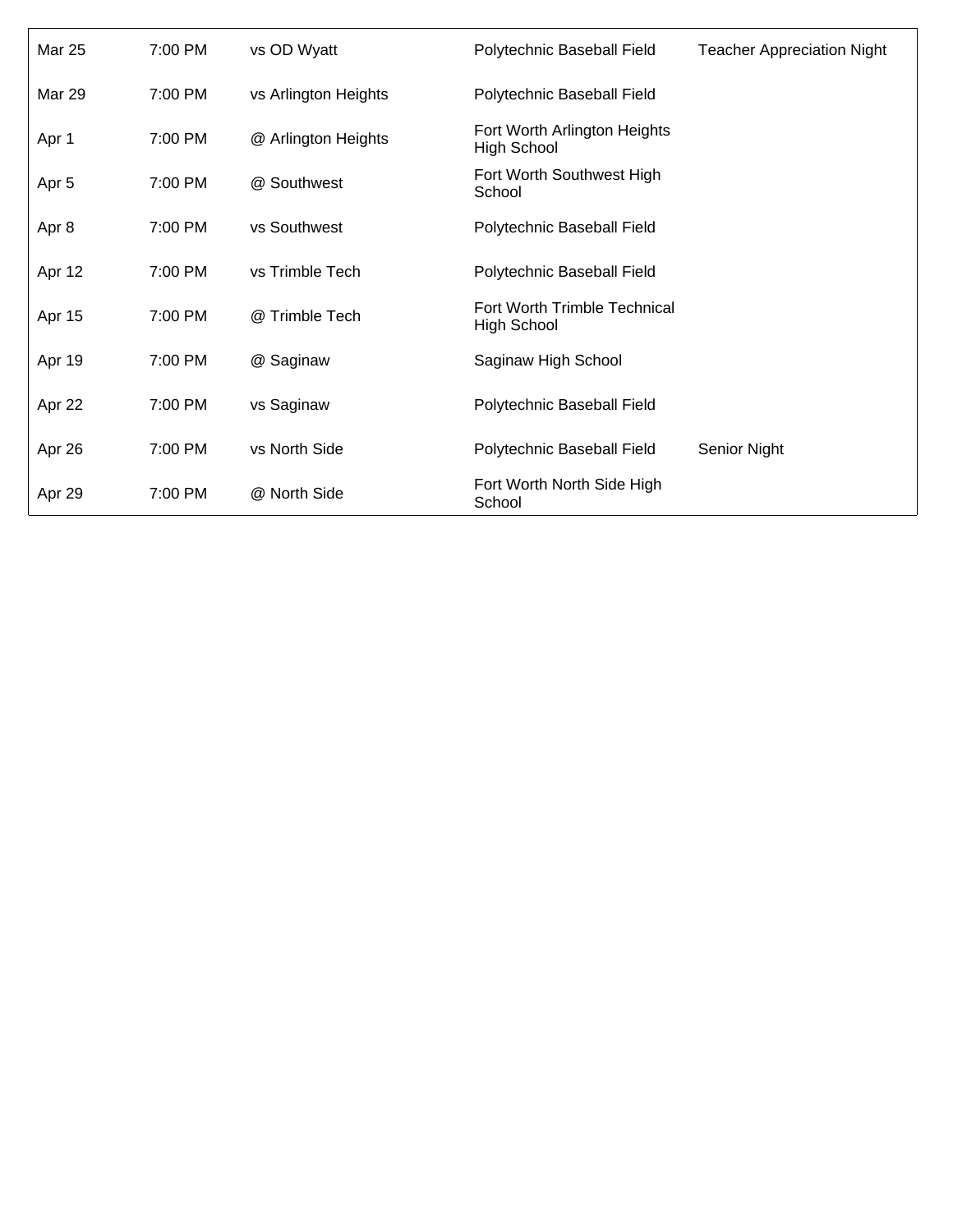| | | | | |
|---|---|---|---|---|
| Mar 25 | 7:00 PM | vs OD Wyatt | Polytechnic Baseball Field | Teacher Appreciation Night |
| Mar 29 | 7:00 PM | vs Arlington Heights | Polytechnic Baseball Field | |
| Apr 1 | 7:00 PM | @ Arlington Heights | Fort Worth Arlington Heights High School | |
| Apr 5 | 7:00 PM | @ Southwest | Fort Worth Southwest High School | |
| Apr 8 | 7:00 PM | vs Southwest | Polytechnic Baseball Field | |
| Apr 12 | 7:00 PM | vs Trimble Tech | Polytechnic Baseball Field | |
| Apr 15 | 7:00 PM | @ Trimble Tech | Fort Worth Trimble Technical High School | |
| Apr 19 | 7:00 PM | @ Saginaw | Saginaw High School | |
| Apr 22 | 7:00 PM | vs Saginaw | Polytechnic Baseball Field | |
| Apr 26 | 7:00 PM | vs North Side | Polytechnic Baseball Field | Senior Night |
| Apr 29 | 7:00 PM | @ North Side | Fort Worth North Side High School | |